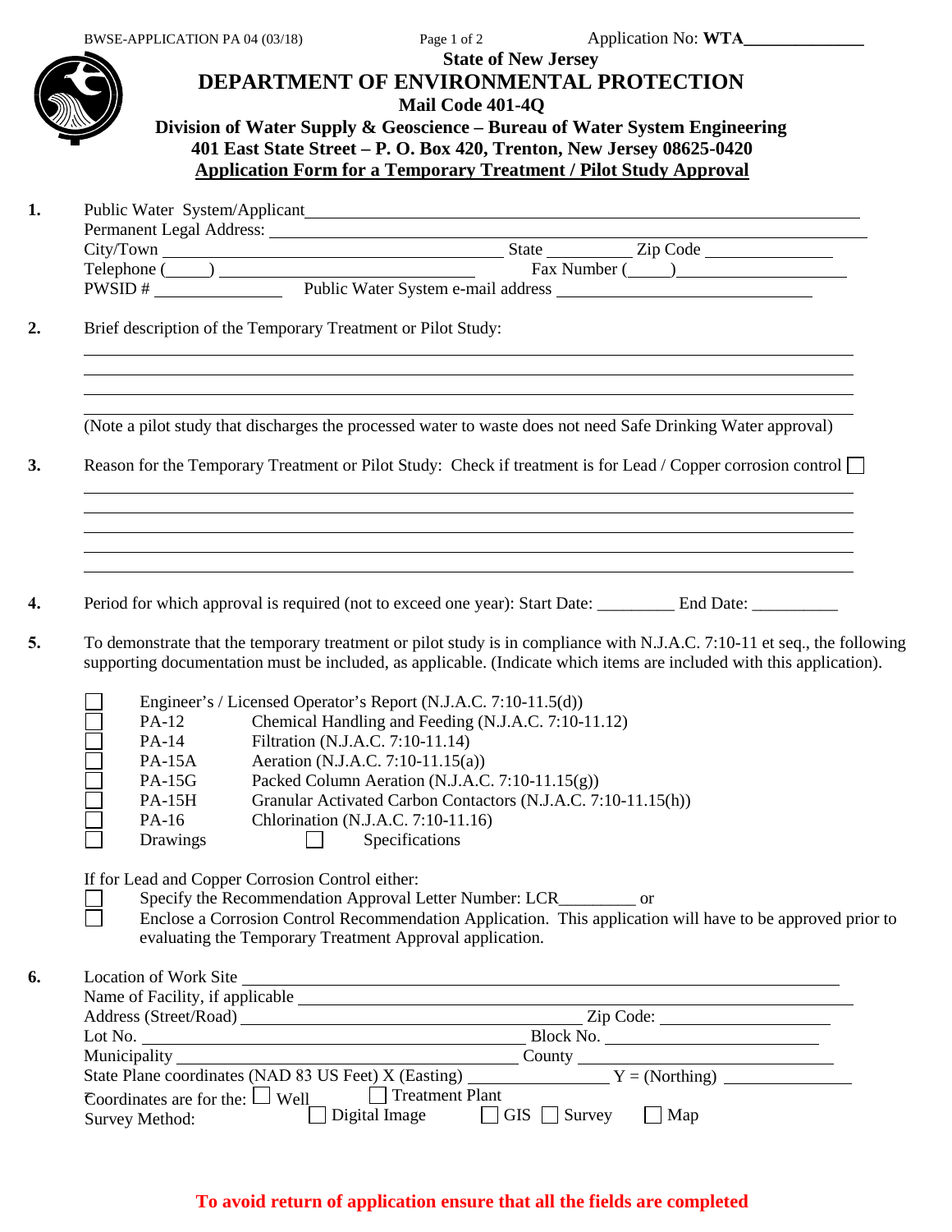BWSE-APPLICATION PA 04 (03/18)

Application No: **WTA**______________

**State of New Jersey**

# DEPARTMENT OF ENVIRONMENTAL PROTECTION

**Mail Code 401-4Q**

**Division of Water Supply & Geoscience – Bureau of Water System Engineering**

**401 East State Street – P. O. Box 420, Trenton, New Jersey 08625-0420**

**Application Form for a Temporary Treatment / Pilot Study Approval**

**1.** Public Water System/Applicant ______________________________________________

Permanent Legal Address: ______________________________________________

City/Town ______________________ State __________ Zip Code ______________

Telephone (_____) ______________________ Fax Number (_____) ______________

PWSID # ______________ Public Water System e-mail address ______________________

**2.** Brief description of the Temporary Treatment or Pilot Study:

______________________________________________

______________________________________________

______________________________________________

______________________________________________

(Note a pilot study that discharges the processed water to waste does not need Safe Drinking Water approval)

**3.** Reason for the Temporary Treatment or Pilot Study: Check if treatment is for Lead / Copper corrosion control ☐

______________________________________________

______________________________________________

______________________________________________

______________________________________________

______________________________________________

**4.** Period for which approval is required (not to exceed one year): Start Date: _________ End Date: __________

**5.** To demonstrate that the temporary treatment or pilot study is in compliance with N.J.A.C. 7:10-11 et seq., the following supporting documentation must be included, as applicable. (Indicate which items are included with this application).

- ☐ Engineer's / Licensed Operator's Report (N.J.A.C. 7:10-11.5(d))
- ☐ PA-12 Chemical Handling and Feeding (N.J.A.C. 7:10-11.12)
- ☐ PA-14 Filtration (N.J.A.C. 7:10-11.14)
- ☐ PA-15A Aeration (N.J.A.C. 7:10-11.15(a))
- ☐ PA-15G Packed Column Aeration (N.J.A.C. 7:10-11.15(g))
- ☐ PA-15H Granular Activated Carbon Contactors (N.J.A.C. 7:10-11.15(h))
- ☐ PA-16 Chlorination (N.J.A.C. 7:10-11.16)
- ☐ Drawings ☐ Specifications

If for Lead and Copper Corrosion Control either:

- ☐ Specify the Recommendation Approval Letter Number: LCR_________ or
- ☐ Enclose a Corrosion Control Recommendation Application. This application will have to be approved prior to evaluating the Temporary Treatment Approval application.

**6.** Location of Work Site ______________________________________________

Name of Facility, if applicable ______________________________________________

Address (Street/Road) ______________________________ Zip Code: ______________

Lot No. ______________________________ Block No. ______________________

Municipality ______________________________ County ______________________

State Plane coordinates (NAD 83 US Feet) X (Easting) ______________ Y = (Northing) ______________

Coordinates are for the: ☐ Well ☐ Treatment Plant

Survey Method: ☐ Digital Image ☐ GIS ☐ Survey ☐ Map

**To avoid return of application ensure that all the fields are completed**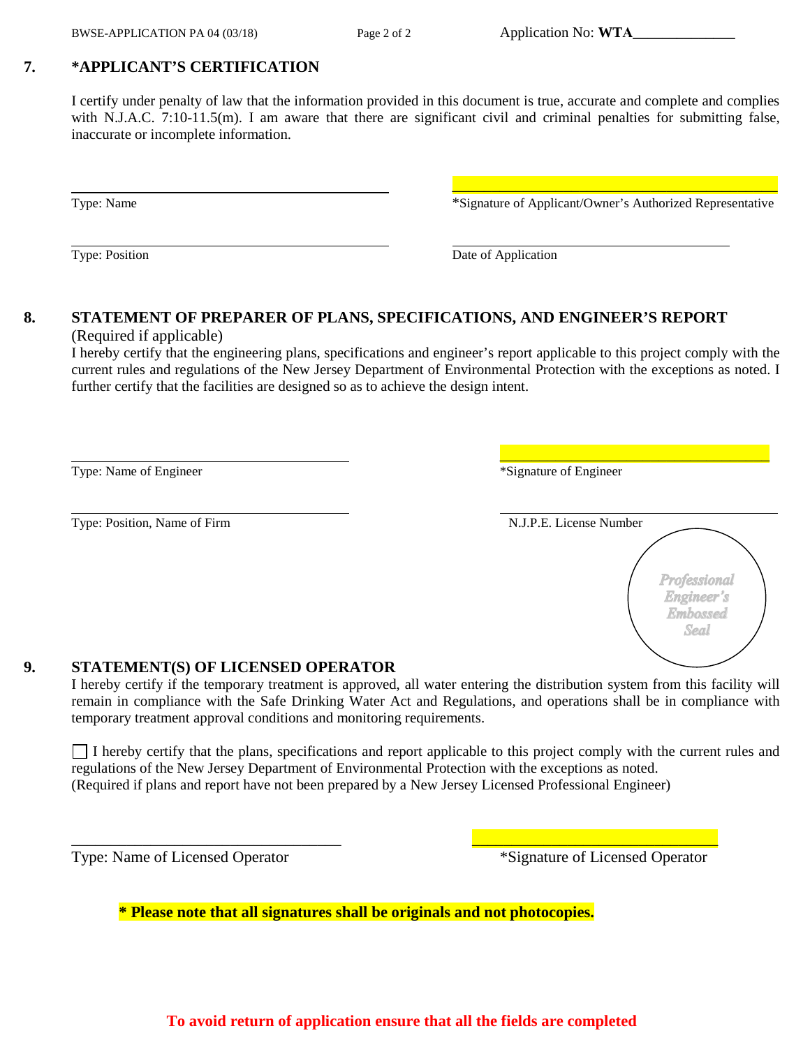Application No: **WTA**______________

## 7. *APPLICANT'S CERTIFICATION

I certify under penalty of law that the information provided in this document is true, accurate and complete and complies with N.J.A.C. 7:10-11.5(m). I am aware that there are significant civil and criminal penalties for submitting false, inaccurate or incomplete information.

______________________________ ______________________________

Type: Name *Signature of Applicant/Owner's Authorized Representative

______________________________ ______________________________

Type: Position Date of Application

## 8. STATEMENT OF PREPARER OF PLANS, SPECIFICATIONS, AND ENGINEER'S REPORT

(Required if applicable)

I hereby certify that the engineering plans, specifications and engineer's report applicable to this project comply with the current rules and regulations of the New Jersey Department of Environmental Protection with the exceptions as noted. I further certify that the facilities are designed so as to achieve the design intent.

______________________________ ______________________________

Type: Name of Engineer *Signature of Engineer

______________________________ ______________________________

Type: Position, Name of Firm N.J.P.E. License Number

*Professional Engineer's Embossed Seal*

## 9. STATEMENT(S) OF LICENSED OPERATOR

I hereby certify if the temporary treatment is approved, all water entering the distribution system from this facility will remain in compliance with the Safe Drinking Water Act and Regulations, and operations shall be in compliance with temporary treatment approval conditions and monitoring requirements.

☐ I hereby certify that the plans, specifications and report applicable to this project comply with the current rules and regulations of the New Jersey Department of Environmental Protection with the exceptions as noted.
(Required if plans and report have not been prepared by a New Jersey Licensed Professional Engineer)

______________________________ ______________________________

Type: Name of Licensed Operator *Signature of Licensed Operator

**\* Please note that all signatures shall be originals and not photocopies.**

**To avoid return of application ensure that all the fields are completed**